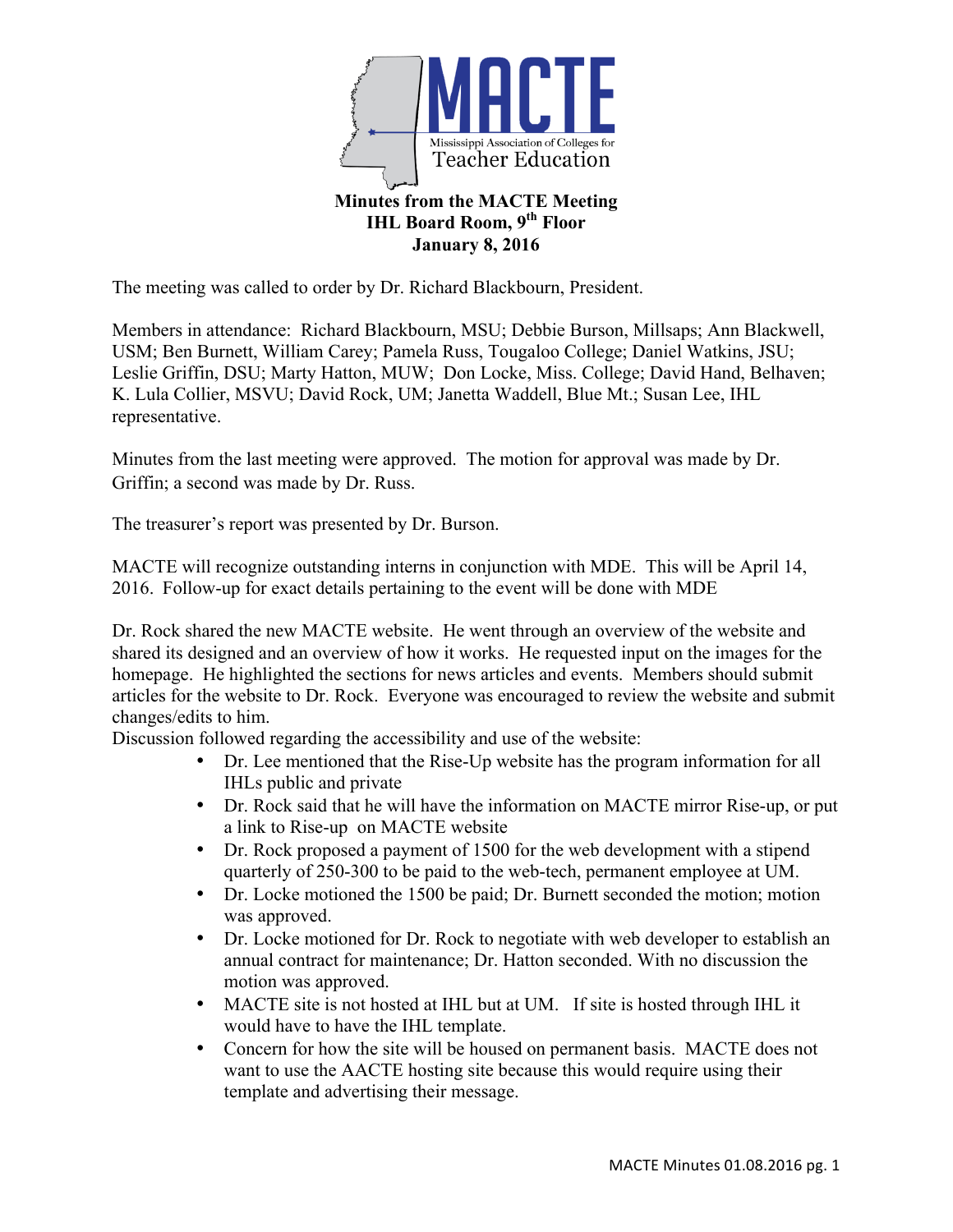**MACTE**

Mississippi Association of Colleges for Teacher Education

**Minutes from the MACTE Meeting**
**IHL Board Room, 9th Floor**
**January 8, 2016**

The meeting was called to order by Dr. Richard Blackbourn, President.

Members in attendance: Richard Blackbourn, MSU; Debbie Burson, Millsaps; Ann Blackwell, USM; Ben Burnett, William Carey; Pamela Russ, Tougaloo College; Daniel Watkins, JSU; Leslie Griffin, DSU; Marty Hatton, MUW; Don Locke, Miss. College; David Hand, Belhaven; K. Lula Collier, MSVU; David Rock, UM; Janetta Waddell, Blue Mt.; Susan Lee, IHL representative.

Minutes from the last meeting were approved. The motion for approval was made by Dr. Griffin; a second was made by Dr. Russ.

The treasurer's report was presented by Dr. Burson.

MACTE will recognize outstanding interns in conjunction with MDE. This will be April 14, 2016. Follow-up for exact details pertaining to the event will be done with MDE

Dr. Rock shared the new MACTE website. He went through an overview of the website and shared its designed and an overview of how it works. He requested input on the images for the homepage. He highlighted the sections for news articles and events. Members should submit articles for the website to Dr. Rock. Everyone was encouraged to review the website and submit changes/edits to him.
Discussion followed regarding the accessibility and use of the website:

- Dr. Lee mentioned that the Rise-Up website has the program information for all IHLs public and private
- Dr. Rock said that he will have the information on MACTE mirror Rise-up, or put a link to Rise-up on MACTE website
- Dr. Rock proposed a payment of 1500 for the web development with a stipend quarterly of 250-300 to be paid to the web-tech, permanent employee at UM.
- Dr. Locke motioned the 1500 be paid; Dr. Burnett seconded the motion; motion was approved.
- Dr. Locke motioned for Dr. Rock to negotiate with web developer to establish an annual contract for maintenance; Dr. Hatton seconded. With no discussion the motion was approved.
- MACTE site is not hosted at IHL but at UM. If site is hosted through IHL it would have to have the IHL template.
- Concern for how the site will be housed on permanent basis. MACTE does not want to use the AACTE hosting site because this would require using their template and advertising their message.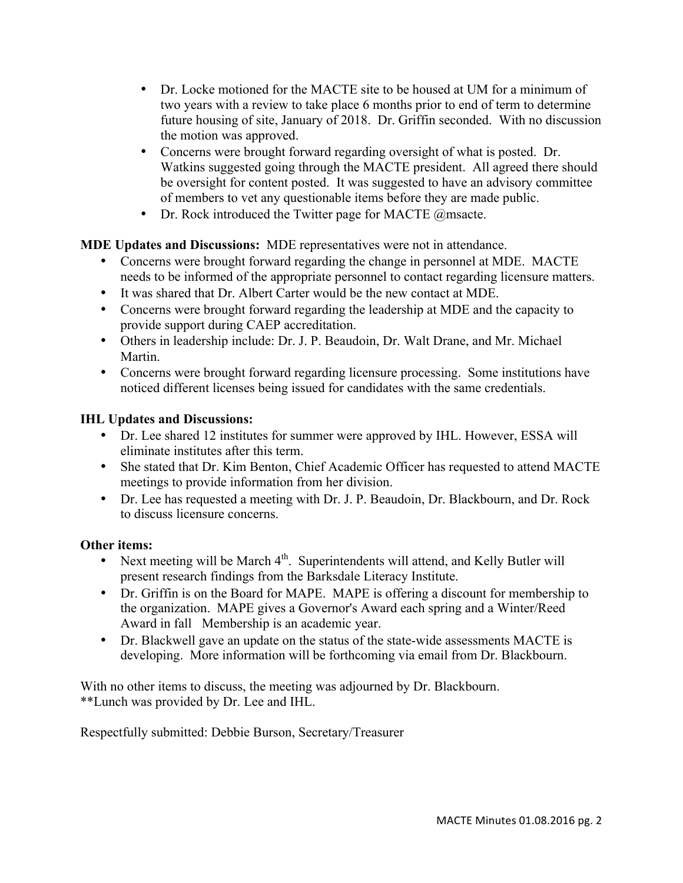- Dr. Locke motioned for the MACTE site to be housed at UM for a minimum of two years with a review to take place 6 months prior to end of term to determine future housing of site, January of 2018. Dr. Griffin seconded. With no discussion the motion was approved.
- Concerns were brought forward regarding oversight of what is posted. Dr. Watkins suggested going through the MACTE president. All agreed there should be oversight for content posted. It was suggested to have an advisory committee of members to vet any questionable items before they are made public.
- Dr. Rock introduced the Twitter page for MACTE @msacte.

**MDE Updates and Discussions:** MDE representatives were not in attendance.

- Concerns were brought forward regarding the change in personnel at MDE. MACTE needs to be informed of the appropriate personnel to contact regarding licensure matters.
- It was shared that Dr. Albert Carter would be the new contact at MDE.
- Concerns were brought forward regarding the leadership at MDE and the capacity to provide support during CAEP accreditation.
- Others in leadership include: Dr. J. P. Beaudoin, Dr. Walt Drane, and Mr. Michael Martin.
- Concerns were brought forward regarding licensure processing. Some institutions have noticed different licenses being issued for candidates with the same credentials.

**IHL Updates and Discussions:**

- Dr. Lee shared 12 institutes for summer were approved by IHL. However, ESSA will eliminate institutes after this term.
- She stated that Dr. Kim Benton, Chief Academic Officer has requested to attend MACTE meetings to provide information from her division.
- Dr. Lee has requested a meeting with Dr. J. P. Beaudoin, Dr. Blackbourn, and Dr. Rock to discuss licensure concerns.

**Other items:**

- Next meeting will be March 4th. Superintendents will attend, and Kelly Butler will present research findings from the Barksdale Literacy Institute.
- Dr. Griffin is on the Board for MAPE. MAPE is offering a discount for membership to the organization. MAPE gives a Governor's Award each spring and a Winter/Reed Award in fall Membership is an academic year.
- Dr. Blackwell gave an update on the status of the state-wide assessments MACTE is developing. More information will be forthcoming via email from Dr. Blackbourn.

With no other items to discuss, the meeting was adjourned by Dr. Blackbourn.
**Lunch was provided by Dr. Lee and IHL.

Respectfully submitted: Debbie Burson, Secretary/Treasurer